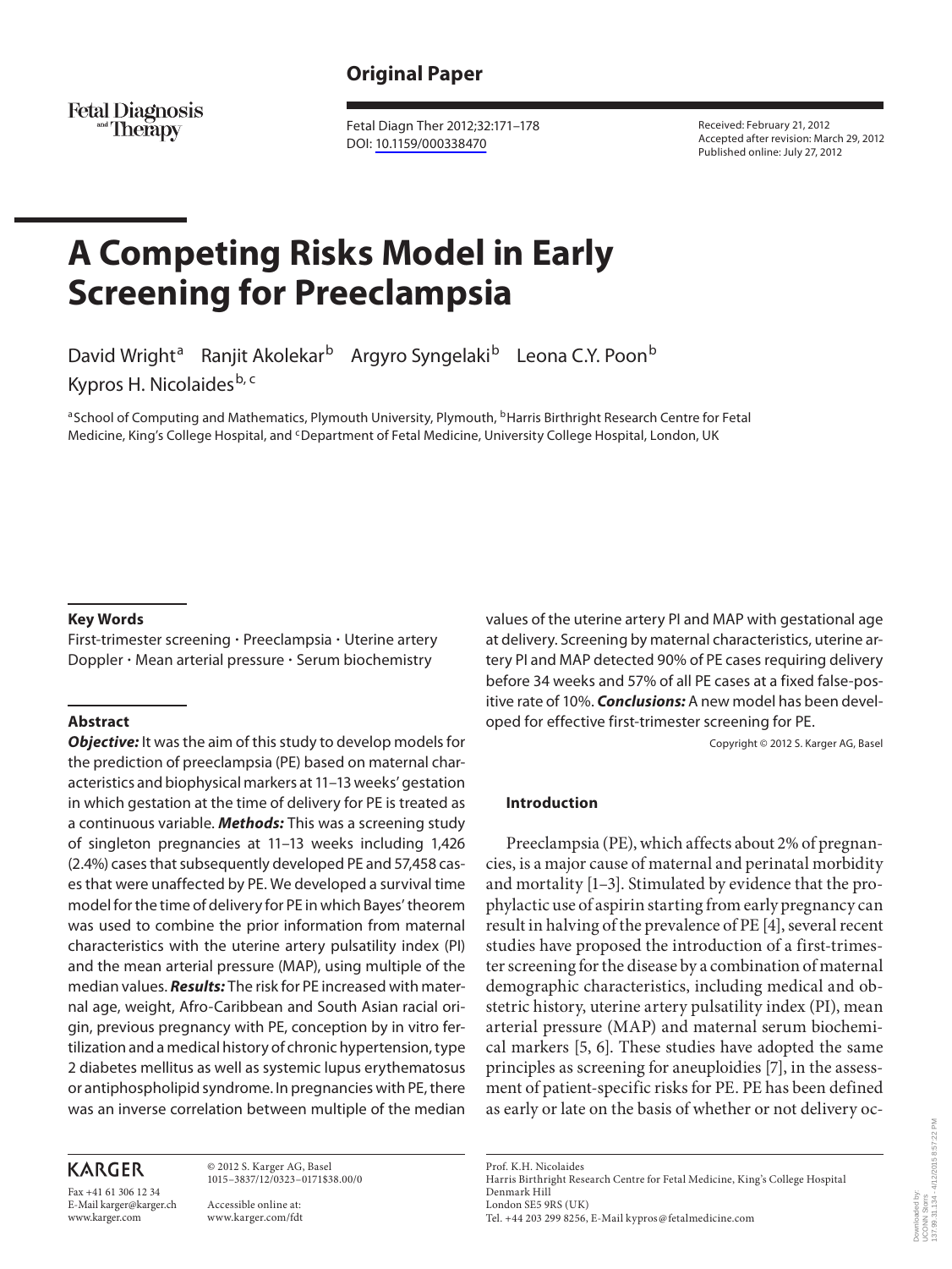Original Paper

Fetal Diagnosis and Therapy

Fetal Diagn Ther 2012;32:171–178
DOI: 10.1159/000338470

Received: February 21, 2012
Accepted after revision: March 29, 2012
Published online: July 27, 2012

# A Competing Risks Model in Early Screening for Preeclampsia

David Wright[a] Ranjit Akolekar[b] Argyro Syngelaki[b] Leona C.Y. Poon[b] Kypros H. Nicolaides[b, c]

[a]School of Computing and Mathematics, Plymouth University, Plymouth, [b]Harris Birthright Research Centre for Fetal Medicine, King's College Hospital, and [c]Department of Fetal Medicine, University College Hospital, London, UK

## Key Words

First-trimester screening · Preeclampsia · Uterine artery Doppler · Mean arterial pressure · Serum biochemistry

## Abstract

***Objective:*** It was the aim of this study to develop models for the prediction of preeclampsia (PE) based on maternal characteristics and biophysical markers at 11–13 weeks' gestation in which gestation at the time of delivery for PE is treated as a continuous variable. ***Methods:*** This was a screening study of singleton pregnancies at 11–13 weeks including 1,426 (2.4%) cases that subsequently developed PE and 57,458 cases that were unaffected by PE. We developed a survival time model for the time of delivery for PE in which Bayes' theorem was used to combine the prior information from maternal characteristics with the uterine artery pulsatility index (PI) and the mean arterial pressure (MAP), using multiple of the median values. ***Results:*** The risk for PE increased with maternal age, weight, Afro-Caribbean and South Asian racial origin, previous pregnancy with PE, conception by in vitro fertilization and a medical history of chronic hypertension, type 2 diabetes mellitus as well as systemic lupus erythematosus or antiphospholipid syndrome. In pregnancies with PE, there was an inverse correlation between multiple of the median values of the uterine artery PI and MAP with gestational age at delivery. Screening by maternal characteristics, uterine artery PI and MAP detected 90% of PE cases requiring delivery before 34 weeks and 57% of all PE cases at a fixed false-positive rate of 10%. ***Conclusions:*** A new model has been developed for effective first-trimester screening for PE.

Copyright © 2012 S. Karger AG, Basel

## Introduction

Preeclampsia (PE), which affects about 2% of pregnancies, is a major cause of maternal and perinatal morbidity and mortality [1–3]. Stimulated by evidence that the prophylactic use of aspirin starting from early pregnancy can result in halving of the prevalence of PE [4], several recent studies have proposed the introduction of a first-trimester screening for the disease by a combination of maternal demographic characteristics, including medical and obstetric history, uterine artery pulsatility index (PI), mean arterial pressure (MAP) and maternal serum biochemical markers [5, 6]. These studies have adopted the same principles as screening for aneuploidies [7], in the assessment of patient-specific risks for PE. PE has been defined as early or late on the basis of whether or not delivery oc-

KARGER

Fax +41 61 306 12 34
E-Mail karger@karger.ch
www.karger.com

© 2012 S. Karger AG, Basel
1015–3837/12/0323–0171$38.00/0

Accessible online at:
www.karger.com/fdt

Prof. K.H. Nicolaides
Harris Birthright Research Centre for Fetal Medicine, King's College Hospital
Denmark Hill
London SE5 9RS (UK)
Tel. +44 203 299 8256, E-Mail kypros@fetalmedicine.com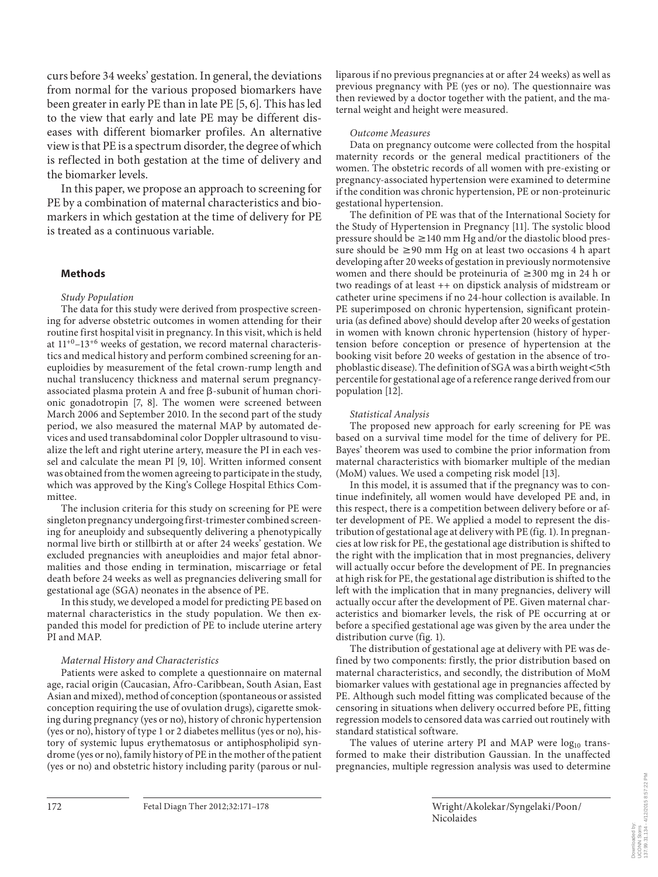curs before 34 weeks' gestation. In general, the deviations from normal for the various proposed biomarkers have been greater in early PE than in late PE [5, 6]. This has led to the view that early and late PE may be different diseases with different biomarker profiles. An alternative view is that PE is a spectrum disorder, the degree of which is reflected in both gestation at the time of delivery and the biomarker levels.

In this paper, we propose an approach to screening for PE by a combination of maternal characteristics and biomarkers in which gestation at the time of delivery for PE is treated as a continuous variable.

## Methods

*Study Population*

The data for this study were derived from prospective screening for adverse obstetric outcomes in women attending for their routine first hospital visit in pregnancy. In this visit, which is held at $11^{+0}$–$13^{+6}$ weeks of gestation, we record maternal characteristics and medical history and perform combined screening for aneuploidies by measurement of the fetal crown-rump length and nuchal translucency thickness and maternal serum pregnancy-associated plasma protein A and free β-subunit of human chorionic gonadotropin [7, 8]. The women were screened between March 2006 and September 2010. In the second part of the study period, we also measured the maternal MAP by automated devices and used transabdominal color Doppler ultrasound to visualize the left and right uterine artery, measure the PI in each vessel and calculate the mean PI [9, 10]. Written informed consent was obtained from the women agreeing to participate in the study, which was approved by the King's College Hospital Ethics Committee.

The inclusion criteria for this study on screening for PE were singleton pregnancy undergoing first-trimester combined screening for aneuploidy and subsequently delivering a phenotypically normal live birth or stillbirth at or after 24 weeks' gestation. We excluded pregnancies with aneuploidies and major fetal abnormalities and those ending in termination, miscarriage or fetal death before 24 weeks as well as pregnancies delivering small for gestational age (SGA) neonates in the absence of PE.

In this study, we developed a model for predicting PE based on maternal characteristics in the study population. We then expanded this model for prediction of PE to include uterine artery PI and MAP.

*Maternal History and Characteristics*

Patients were asked to complete a questionnaire on maternal age, racial origin (Caucasian, Afro-Caribbean, South Asian, East Asian and mixed), method of conception (spontaneous or assisted conception requiring the use of ovulation drugs), cigarette smoking during pregnancy (yes or no), history of chronic hypertension (yes or no), history of type 1 or 2 diabetes mellitus (yes or no), history of systemic lupus erythematosus or antiphospholipid syndrome (yes or no), family history of PE in the mother of the patient (yes or no) and obstetric history including parity (parous or nulliparous if no previous pregnancies at or after 24 weeks) as well as previous pregnancy with PE (yes or no). The questionnaire was then reviewed by a doctor together with the patient, and the maternal weight and height were measured.

*Outcome Measures*

Data on pregnancy outcome were collected from the hospital maternity records or the general medical practitioners of the women. The obstetric records of all women with pre-existing or pregnancy-associated hypertension were examined to determine if the condition was chronic hypertension, PE or non-proteinuric gestational hypertension.

The definition of PE was that of the International Society for the Study of Hypertension in Pregnancy [11]. The systolic blood pressure should be ≥140 mm Hg and/or the diastolic blood pressure should be ≥90 mm Hg on at least two occasions 4 h apart developing after 20 weeks of gestation in previously normotensive women and there should be proteinuria of ≥300 mg in 24 h or two readings of at least ++ on dipstick analysis of midstream or catheter urine specimens if no 24-hour collection is available. In PE superimposed on chronic hypertension, significant proteinuria (as defined above) should develop after 20 weeks of gestation in women with known chronic hypertension (history of hypertension before conception or presence of hypertension at the booking visit before 20 weeks of gestation in the absence of trophoblastic disease). The definition of SGA was a birth weight <5th percentile for gestational age of a reference range derived from our population [12].

*Statistical Analysis*

The proposed new approach for early screening for PE was based on a survival time model for the time of delivery for PE. Bayes' theorem was used to combine the prior information from maternal characteristics with biomarker multiple of the median (MoM) values. We used a competing risk model [13].

In this model, it is assumed that if the pregnancy was to continue indefinitely, all women would have developed PE and, in this respect, there is a competition between delivery before or after development of PE. We applied a model to represent the distribution of gestational age at delivery with PE (fig. 1). In pregnancies at low risk for PE, the gestational age distribution is shifted to the right with the implication that in most pregnancies, delivery will actually occur before the development of PE. In pregnancies at high risk for PE, the gestational age distribution is shifted to the left with the implication that in many pregnancies, delivery will actually occur after the development of PE. Given maternal characteristics and biomarker levels, the risk of PE occurring at or before a specified gestational age was given by the area under the distribution curve (fig. 1).

The distribution of gestational age at delivery with PE was defined by two components: firstly, the prior distribution based on maternal characteristics, and secondly, the distribution of MoM biomarker values with gestational age in pregnancies affected by PE. Although such model fitting was complicated because of the censoring in situations when delivery occurred before PE, fitting regression models to censored data was carried out routinely with standard statistical software.

The values of uterine artery PI and MAP were $\log_{10}$ transformed to make their distribution Gaussian. In the unaffected pregnancies, multiple regression analysis was used to determine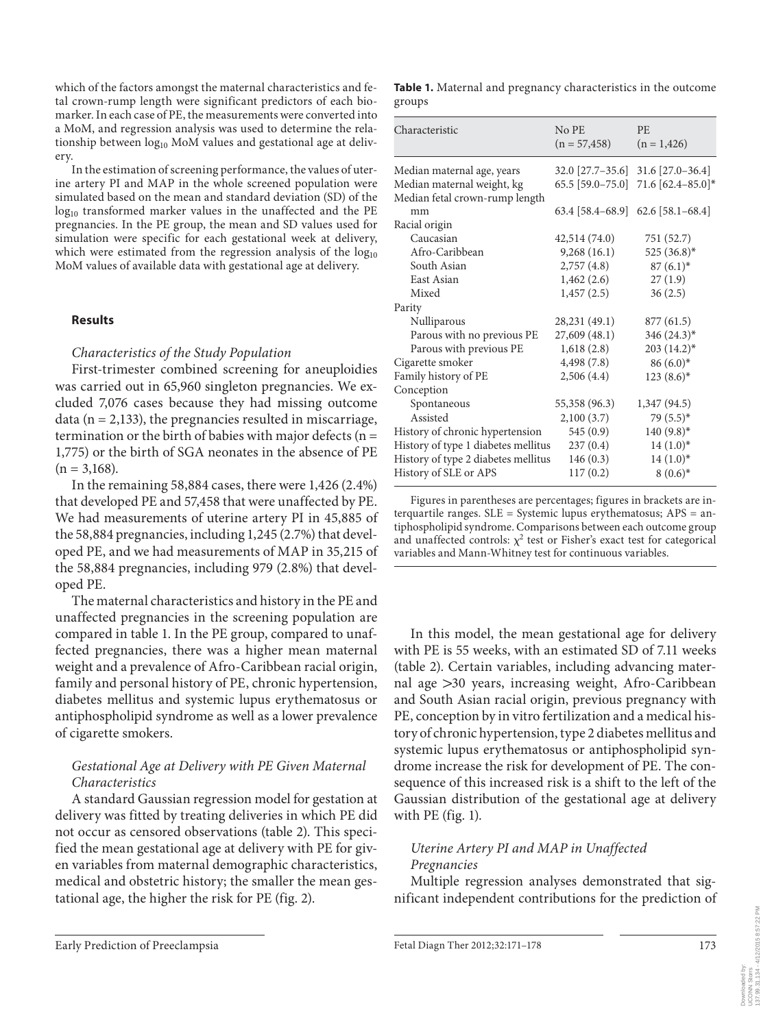which of the factors amongst the maternal characteristics and fetal crown-rump length were significant predictors of each biomarker. In each case of PE, the measurements were converted into a MoM, and regression analysis was used to determine the relationship between $\log_{10}$ MoM values and gestational age at delivery.

In the estimation of screening performance, the values of uterine artery PI and MAP in the whole screened population were simulated based on the mean and standard deviation (SD) of the $\log_{10}$ transformed marker values in the unaffected and the PE pregnancies. In the PE group, the mean and SD values used for simulation were specific for each gestational week at delivery, which were estimated from the regression analysis of the $\log_{10}$ MoM values of available data with gestational age at delivery.

## Results

### *Characteristics of the Study Population*

First-trimester combined screening for aneuploidies was carried out in 65,960 singleton pregnancies. We excluded 7,076 cases because they had missing outcome data (n = 2,133), the pregnancies resulted in miscarriage, termination or the birth of babies with major defects (n = 1,775) or the birth of SGA neonates in the absence of PE (n = 3,168).

In the remaining 58,884 cases, there were 1,426 (2.4%) that developed PE and 57,458 that were unaffected by PE. We had measurements of uterine artery PI in 45,885 of the 58,884 pregnancies, including 1,245 (2.7%) that developed PE, and we had measurements of MAP in 35,215 of the 58,884 pregnancies, including 979 (2.8%) that developed PE.

The maternal characteristics and history in the PE and unaffected pregnancies in the screening population are compared in table 1. In the PE group, compared to unaffected pregnancies, there was a higher mean maternal weight and a prevalence of Afro-Caribbean racial origin, family and personal history of PE, chronic hypertension, diabetes mellitus and systemic lupus erythematosus or antiphospholipid syndrome as well as a lower prevalence of cigarette smokers.

### *Gestational Age at Delivery with PE Given Maternal Characteristics*

A standard Gaussian regression model for gestation at delivery was fitted by treating deliveries in which PE did not occur as censored observations (table 2). This specified the mean gestational age at delivery with PE for given variables from maternal demographic characteristics, medical and obstetric history; the smaller the mean gestational age, the higher the risk for PE (fig. 2).

**Table 1.** Maternal and pregnancy characteristics in the outcome groups

| Characteristic | No PE (n = 57,458) | PE (n = 1,426) |
|---|---|---|
| Median maternal age, years | 32.0 [27.7–35.6] | 31.6 [27.0–36.4] |
| Median maternal weight, kg | 65.5 [59.0–75.0] | 71.6 [62.4–85.0]* |
| Median fetal crown-rump length mm | 63.4 [58.4–68.9] | 62.6 [58.1–68.4] |
| Racial origin | | |
| Caucasian | 42,514 (74.0) | 751 (52.7) |
| Afro-Caribbean | 9,268 (16.1) | 525 (36.8)* |
| South Asian | 2,757 (4.8) | 87 (6.1)* |
| East Asian | 1,462 (2.6) | 27 (1.9) |
| Mixed | 1,457 (2.5) | 36 (2.5) |
| Parity | | |
| Nulliparous | 28,231 (49.1) | 877 (61.5) |
| Parous with no previous PE | 27,609 (48.1) | 346 (24.3)* |
| Parous with previous PE | 1,618 (2.8) | 203 (14.2)* |
| Cigarette smoker | 4,498 (7.8) | 86 (6.0)* |
| Family history of PE | 2,506 (4.4) | 123 (8.6)* |
| Conception | | |
| Spontaneous | 55,358 (96.3) | 1,347 (94.5) |
| Assisted | 2,100 (3.7) | 79 (5.5)* |
| History of chronic hypertension | 545 (0.9) | 140 (9.8)* |
| History of type 1 diabetes mellitus | 237 (0.4) | 14 (1.0)* |
| History of type 2 diabetes mellitus | 146 (0.3) | 14 (1.0)* |
| History of SLE or APS | 117 (0.2) | 8 (0.6)* |

Figures in parentheses are percentages; figures in brackets are interquartile ranges. SLE = Systemic lupus erythematosus; APS = antiphospholipid syndrome. Comparisons between each outcome group and unaffected controls: $\chi^2$ test or Fisher's exact test for categorical variables and Mann-Whitney test for continuous variables.

In this model, the mean gestational age for delivery with PE is 55 weeks, with an estimated SD of 7.11 weeks (table 2). Certain variables, including advancing maternal age >30 years, increasing weight, Afro-Caribbean and South Asian racial origin, previous pregnancy with PE, conception by in vitro fertilization and a medical history of chronic hypertension, type 2 diabetes mellitus and systemic lupus erythematosus or antiphospholipid syndrome increase the risk for development of PE. The consequence of this increased risk is a shift to the left of the Gaussian distribution of the gestational age at delivery with PE (fig. 1).

### *Uterine Artery PI and MAP in Unaffected Pregnancies*

Multiple regression analyses demonstrated that significant independent contributions for the prediction of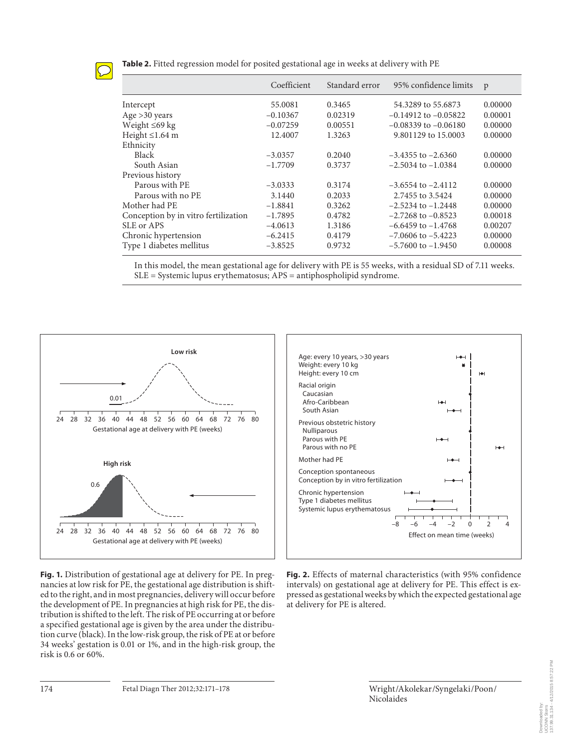**Table 2.** Fitted regression model for posited gestational age in weeks at delivery with PE

| | Coefficient | Standard error | 95% confidence limits | p |
|---|---|---|---|---|
| Intercept | 55.0081 | 0.3465 | 54.3289 to 55.6873 | 0.00000 |
| Age >30 years | –0.10367 | 0.02319 | –0.14912 to –0.05822 | 0.00001 |
| Weight ≤69 kg | –0.07259 | 0.00551 | –0.08339 to –0.06180 | 0.00000 |
| Height ≤1.64 m | 12.4007 | 1.3263 | 9.801129 to 15.0003 | 0.00000 |
| Ethnicity | | | | |
| Black | –3.0357 | 0.2040 | –3.4355 to –2.6360 | 0.00000 |
| South Asian | –1.7709 | 0.3737 | –2.5034 to –1.0384 | 0.00000 |
| Previous history | | | | |
| Parous with PE | –3.0333 | 0.3174 | –3.6554 to –2.4112 | 0.00000 |
| Parous with no PE | 3.1440 | 0.2033 | 2.7455 to 3.5424 | 0.00000 |
| Mother had PE | –1.8841 | 0.3262 | –2.5234 to –1.2448 | 0.00000 |
| Conception by in vitro fertilization | –1.7895 | 0.4782 | –2.7268 to –0.8523 | 0.00018 |
| SLE or APS | –4.0613 | 1.3186 | –6.6459 to –1.4768 | 0.00207 |
| Chronic hypertension | –6.2415 | 0.4179 | –7.0606 to –5.4223 | 0.00000 |
| Type 1 diabetes mellitus | –3.8525 | 0.9732 | –5.7600 to –1.9450 | 0.00008 |

In this model, the mean gestational age for delivery with PE is 55 weeks, with a residual SD of 7.11 weeks. SLE = Systemic lupus erythematosus; APS = antiphospholipid syndrome.

**Fig. 1.** Distribution of gestational age at delivery for PE. In pregnancies at low risk for PE, the gestational age distribution is shifted to the right, and in most pregnancies, delivery will occur before the development of PE. In pregnancies at high risk for PE, the distribution is shifted to the left. The risk of PE occurring at or before a specified gestational age is given by the area under the distribution curve (black). In the low-risk group, the risk of PE at or before 34 weeks' gestation is 0.01 or 1%, and in the high-risk group, the risk is 0.6 or 60%.

**Fig. 2.** Effects of maternal characteristics (with 95% confidence intervals) on gestational age at delivery for PE. This effect is expressed as gestational weeks by which the expected gestational age at delivery for PE is altered.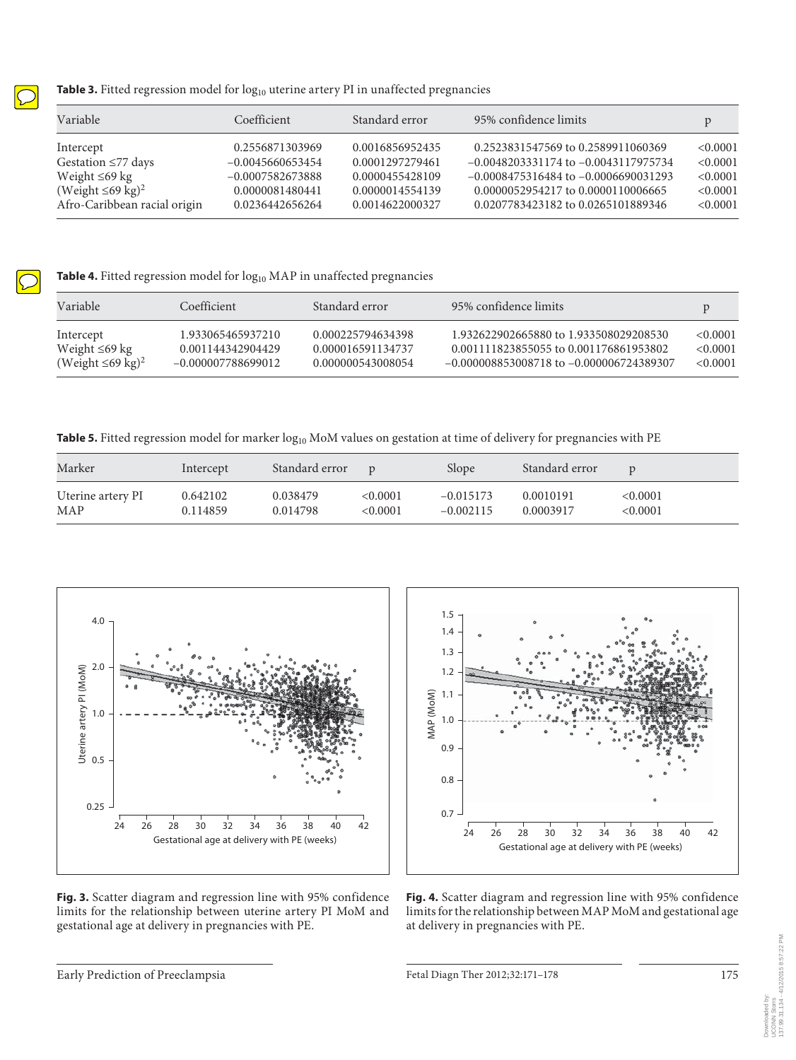**Table 3.** Fitted regression model for $\log_{10}$ uterine artery PI in unaffected pregnancies

| Variable | Coefficient | Standard error | 95% confidence limits | p |
|---|---|---|---|---|
| Intercept | 0.2556871303969 | 0.0016856952435 | 0.2523831547569 to 0.2589911060369 | <0.0001 |
| Gestation ≤77 days | −0.0045660653454 | 0.0001297279461 | −0.0048203331174 to −0.0043117975734 | <0.0001 |
| Weight ≤69 kg | −0.0007582673888 | 0.0000455428109 | −0.0008475316484 to −0.0006690031293 | <0.0001 |
| (Weight ≤69 kg)$^2$ | 0.0000081480441 | 0.0000014554139 | 0.0000052954217 to 0.0000110006665 | <0.0001 |
| Afro-Caribbean racial origin | 0.0236442656264 | 0.0014622000327 | 0.0207783423182 to 0.0265101889346 | <0.0001 |

**Table 4.** Fitted regression model for $\log_{10}$ MAP in unaffected pregnancies

| Variable | Coefficient | Standard error | 95% confidence limits | p |
|---|---|---|---|---|
| Intercept | 1.933065465937210 | 0.000225794634398 | 1.932622902665880 to 1.933508029208530 | <0.0001 |
| Weight ≤69 kg | 0.001144342904429 | 0.000016591134737 | 0.001111823855055 to 0.001176861953802 | <0.0001 |
| (Weight ≤69 kg)$^2$ | −0.000007788699012 | 0.000000543008054 | −0.000008853008718 to −0.000006724389307 | <0.0001 |

**Table 5.** Fitted regression model for marker $\log_{10}$ MoM values on gestation at time of delivery for pregnancies with PE

| Marker | Intercept | Standard error | p | Slope | Standard error | p |
|---|---|---|---|---|---|---|
| Uterine artery PI | 0.642102 | 0.038479 | <0.0001 | −0.015173 | 0.0010191 | <0.0001 |
| MAP | 0.114859 | 0.014798 | <0.0001 | −0.002115 | 0.0003917 | <0.0001 |

**Fig. 3.** Scatter diagram and regression line with 95% confidence limits for the relationship between uterine artery PI MoM and gestational age at delivery in pregnancies with PE.

**Fig. 4.** Scatter diagram and regression line with 95% confidence limits for the relationship between MAP MoM and gestational age at delivery in pregnancies with PE.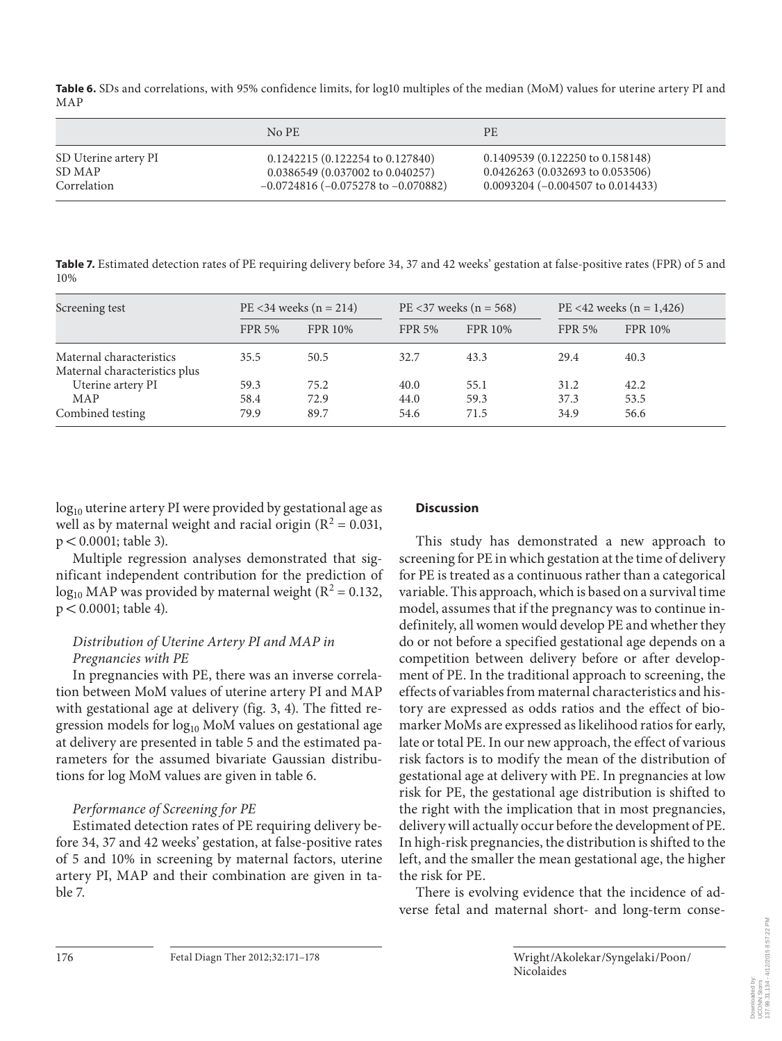**Table 6.** SDs and correlations, with 95% confidence limits, for log10 multiples of the median (MoM) values for uterine artery PI and MAP

| | No PE | PE |
|---|---|---|
| SD Uterine artery PI | 0.1242215 (0.122254 to 0.127840) | 0.1409539 (0.122250 to 0.158148) |
| SD MAP | 0.0386549 (0.037002 to 0.040257) | 0.0426263 (0.032693 to 0.053506) |
| Correlation | –0.0724816 (–0.075278 to –0.070882) | 0.0093204 (–0.004507 to 0.014433) |

**Table 7.** Estimated detection rates of PE requiring delivery before 34, 37 and 42 weeks' gestation at false-positive rates (FPR) of 5 and 10%

| Screening test | PE <34 weeks (n = 214) | | PE <37 weeks (n = 568) | | PE <42 weeks (n = 1,426) | |
|---|---|---|---|---|---|---|
| | FPR 5% | FPR 10% | FPR 5% | FPR 10% | FPR 5% | FPR 10% |
| Maternal characteristics | 35.5 | 50.5 | 32.7 | 43.3 | 29.4 | 40.3 |
| Maternal characteristics plus | | | | | | |
| Uterine artery PI | 59.3 | 75.2 | 40.0 | 55.1 | 31.2 | 42.2 |
| MAP | 58.4 | 72.9 | 44.0 | 59.3 | 37.3 | 53.5 |
| Combined testing | 79.9 | 89.7 | 54.6 | 71.5 | 34.9 | 56.6 |

$\log_{10}$ uterine artery PI were provided by gestational age as well as by maternal weight and racial origin ($R^2 = 0.031$, $p < 0.0001$; table 3).

Multiple regression analyses demonstrated that significant independent contribution for the prediction of $\log_{10}$ MAP was provided by maternal weight ($R^2 = 0.132$, $p < 0.0001$; table 4).

### *Distribution of Uterine Artery PI and MAP in Pregnancies with PE*

In pregnancies with PE, there was an inverse correlation between MoM values of uterine artery PI and MAP with gestational age at delivery (fig. 3, 4). The fitted regression models for $\log_{10}$ MoM values on gestational age at delivery are presented in table 5 and the estimated parameters for the assumed bivariate Gaussian distributions for log MoM values are given in table 6.

### *Performance of Screening for PE*

Estimated detection rates of PE requiring delivery before 34, 37 and 42 weeks' gestation, at false-positive rates of 5 and 10% in screening by maternal factors, uterine artery PI, MAP and their combination are given in table 7.

## Discussion

This study has demonstrated a new approach to screening for PE in which gestation at the time of delivery for PE is treated as a continuous rather than a categorical variable. This approach, which is based on a survival time model, assumes that if the pregnancy was to continue indefinitely, all women would develop PE and whether they do or not before a specified gestational age depends on a competition between delivery before or after development of PE. In the traditional approach to screening, the effects of variables from maternal characteristics and history are expressed as odds ratios and the effect of biomarker MoMs are expressed as likelihood ratios for early, late or total PE. In our new approach, the effect of various risk factors is to modify the mean of the distribution of gestational age at delivery with PE. In pregnancies at low risk for PE, the gestational age distribution is shifted to the right with the implication that in most pregnancies, delivery will actually occur before the development of PE. In high-risk pregnancies, the distribution is shifted to the left, and the smaller the mean gestational age, the higher the risk for PE.

There is evolving evidence that the incidence of adverse fetal and maternal short- and long-term conse-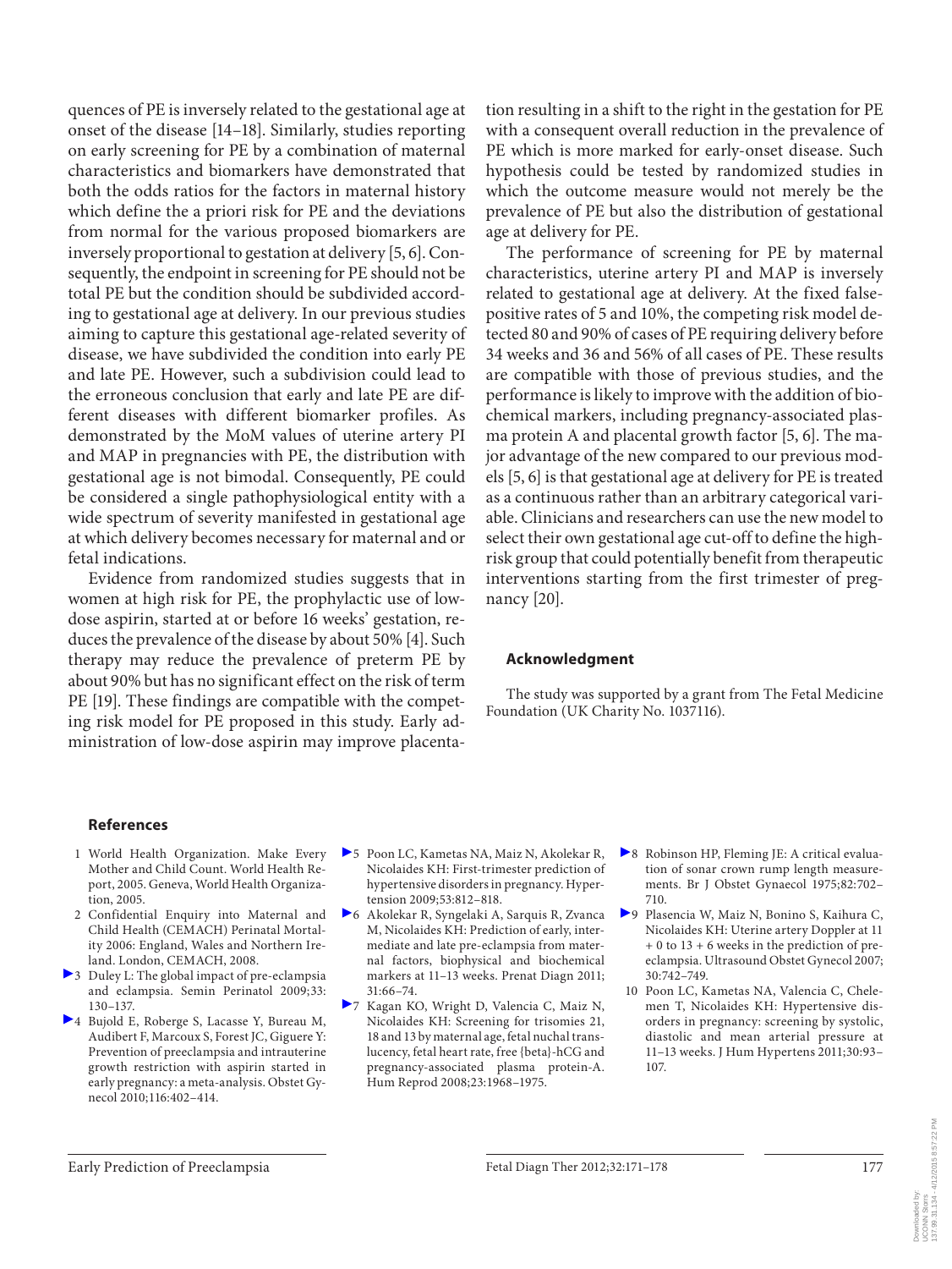quences of PE is inversely related to the gestational age at onset of the disease [14–18]. Similarly, studies reporting on early screening for PE by a combination of maternal characteristics and biomarkers have demonstrated that both the odds ratios for the factors in maternal history which define the a priori risk for PE and the deviations from normal for the various proposed biomarkers are inversely proportional to gestation at delivery [5, 6]. Consequently, the endpoint in screening for PE should not be total PE but the condition should be subdivided according to gestational age at delivery. In our previous studies aiming to capture this gestational age-related severity of disease, we have subdivided the condition into early PE and late PE. However, such a subdivision could lead to the erroneous conclusion that early and late PE are different diseases with different biomarker profiles. As demonstrated by the MoM values of uterine artery PI and MAP in pregnancies with PE, the distribution with gestational age is not bimodal. Consequently, PE could be considered a single pathophysiological entity with a wide spectrum of severity manifested in gestational age at which delivery becomes necessary for maternal and or fetal indications.

Evidence from randomized studies suggests that in women at high risk for PE, the prophylactic use of low-dose aspirin, started at or before 16 weeks' gestation, reduces the prevalence of the disease by about 50% [4]. Such therapy may reduce the prevalence of preterm PE by about 90% but has no significant effect on the risk of term PE [19]. These findings are compatible with the competing risk model for PE proposed in this study. Early administration of low-dose aspirin may improve placentation resulting in a shift to the right in the gestation for PE with a consequent overall reduction in the prevalence of PE which is more marked for early-onset disease. Such hypothesis could be tested by randomized studies in which the outcome measure would not merely be the prevalence of PE but also the distribution of gestational age at delivery for PE.

The performance of screening for PE by maternal characteristics, uterine artery PI and MAP is inversely related to gestational age at delivery. At the fixed false-positive rates of 5 and 10%, the competing risk model detected 80 and 90% of cases of PE requiring delivery before 34 weeks and 36 and 56% of all cases of PE. These results are compatible with those of previous studies, and the performance is likely to improve with the addition of biochemical markers, including pregnancy-associated plasma protein A and placental growth factor [5, 6]. The major advantage of the new compared to our previous models [5, 6] is that gestational age at delivery for PE is treated as a continuous rather than an arbitrary categorical variable. Clinicians and researchers can use the new model to select their own gestational age cut-off to define the high-risk group that could potentially benefit from therapeutic interventions starting from the first trimester of pregnancy [20].

## Acknowledgment

The study was supported by a grant from The Fetal Medicine Foundation (UK Charity No. 1037116).

## References

1. World Health Organization. Make Every Mother and Child Count. World Health Report, 2005. Geneva, World Health Organization, 2005.
2. Confidential Enquiry into Maternal and Child Health (CEMACH) Perinatal Mortality 2006: England, Wales and Northern Ireland. London, CEMACH, 2008.
3. Duley L: The global impact of pre-eclampsia and eclampsia. Semin Perinatol 2009;33:130–137.
4. Bujold E, Roberge S, Lacasse Y, Bureau M, Audibert F, Marcoux S, Forest JC, Giguere Y: Prevention of preeclampsia and intrauterine growth restriction with aspirin started in early pregnancy: a meta-analysis. Obstet Gynecol 2010;116:402–414.
5. Poon LC, Kametas NA, Maiz N, Akolekar R, Nicolaides KH: First-trimester prediction of hypertensive disorders in pregnancy. Hypertension 2009;53:812–818.
6. Akolekar R, Syngelaki A, Sarquis R, Zvanca M, Nicolaides KH: Prediction of early, intermediate and late pre-eclampsia from maternal factors, biophysical and biochemical markers at 11–13 weeks. Prenat Diagn 2011;31:66–74.
7. Kagan KO, Wright D, Valencia C, Maiz N, Nicolaides KH: Screening for trisomies 21, 18 and 13 by maternal age, fetal nuchal translucency, fetal heart rate, free {beta}-hCG and pregnancy-associated plasma protein-A. Hum Reprod 2008;23:1968–1975.
8. Robinson HP, Fleming JE: A critical evaluation of sonar crown rump length measurements. Br J Obstet Gynaecol 1975;82:702–710.
9. Plasencia W, Maiz N, Bonino S, Kaihura C, Nicolaides KH: Uterine artery Doppler at 11 + 0 to 13 + 6 weeks in the prediction of pre-eclampsia. Ultrasound Obstet Gynecol 2007;30:742–749.
10. Poon LC, Kametas NA, Valencia C, Chelemen T, Nicolaides KH: Hypertensive disorders in pregnancy: screening by systolic, diastolic and mean arterial pressure at 11–13 weeks. J Hum Hypertens 2011;30:93–107.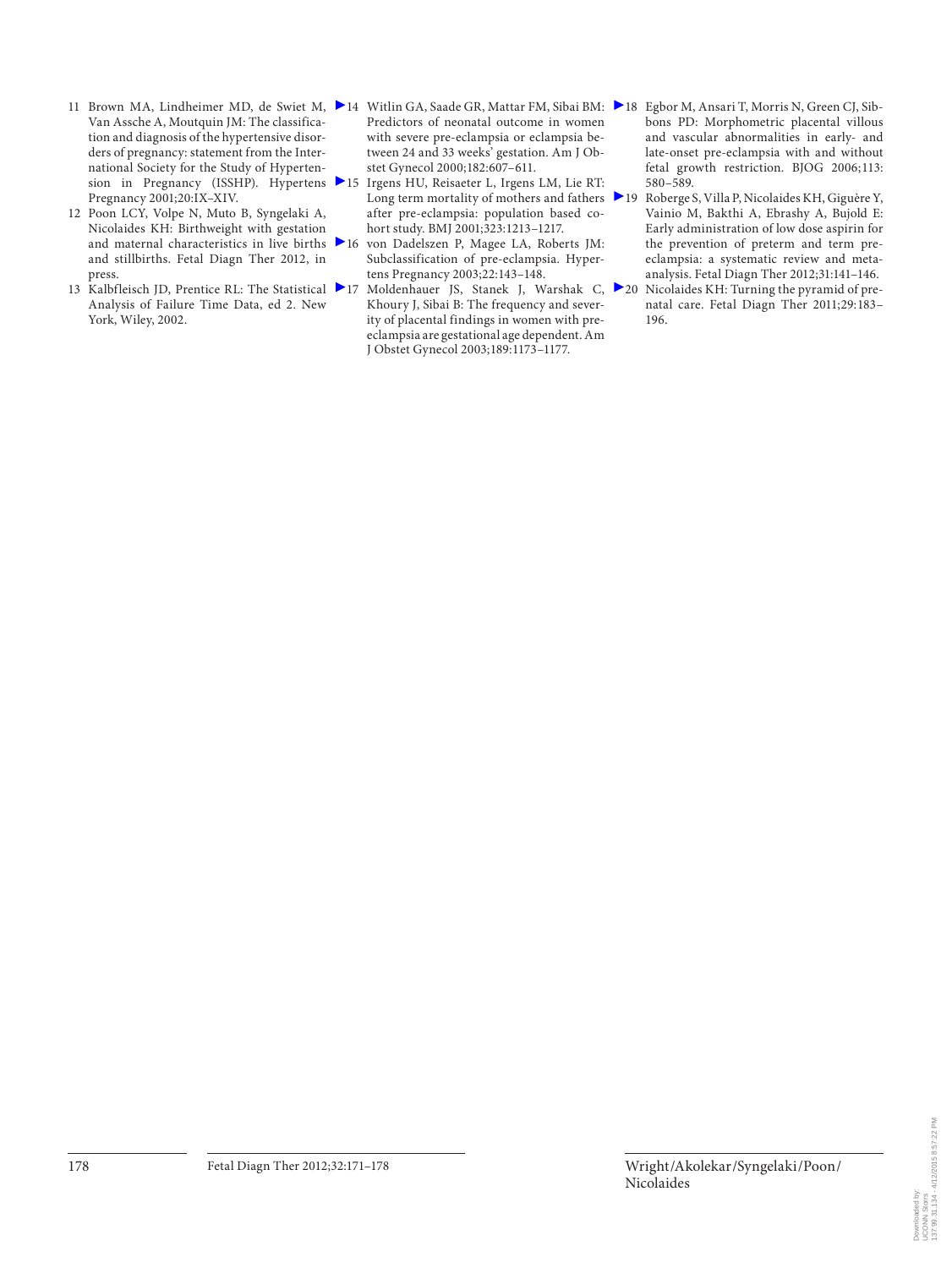11 Brown MA, Lindheimer MD, de Swiet M, Van Assche A, Moutquin JM: The classification and diagnosis of the hypertensive disorders of pregnancy: statement from the International Society for the Study of Hypertension in Pregnancy (ISSHP). Hypertens Pregnancy 2001;20:IX–XIV.

12 Poon LCY, Volpe N, Muto B, Syngelaki A, Nicolaides KH: Birthweight with gestation and maternal characteristics in live births and stillbirths. Fetal Diagn Ther 2012, in press.

13 Kalbfleisch JD, Prentice RL: The Statistical Analysis of Failure Time Data, ed 2. New York, Wiley, 2002.

14 Witlin GA, Saade GR, Mattar FM, Sibai BM: Predictors of neonatal outcome in women with severe pre-eclampsia or eclampsia between 24 and 33 weeks' gestation. Am J Obstet Gynecol 2000;182:607–611.

15 Irgens HU, Reisaeter L, Irgens LM, Lie RT: Long term mortality of mothers and fathers after pre-eclampsia: population based cohort study. BMJ 2001;323:1213–1217.

16 von Dadelszen P, Magee LA, Roberts JM: Subclassification of pre-eclampsia. Hypertens Pregnancy 2003;22:143–148.

17 Moldenhauer JS, Stanek J, Warshak C, Khoury J, Sibai B: The frequency and severity of placental findings in women with pre-eclampsia are gestational age dependent. Am J Obstet Gynecol 2003;189:1173–1177.

18 Egbor M, Ansari T, Morris N, Green CJ, Sibbons PD: Morphometric placental villous and vascular abnormalities in early- and late-onset pre-eclampsia with and without fetal growth restriction. BJOG 2006;113:580–589.

19 Roberge S, Villa P, Nicolaides KH, Giguère Y, Vainio M, Bakthi A, Ebrashy A, Bujold E: Early administration of low dose aspirin for the prevention of preterm and term pre-eclampsia: a systematic review and meta-analysis. Fetal Diagn Ther 2012;31:141–146.

20 Nicolaides KH: Turning the pyramid of prenatal care. Fetal Diagn Ther 2011;29:183–196.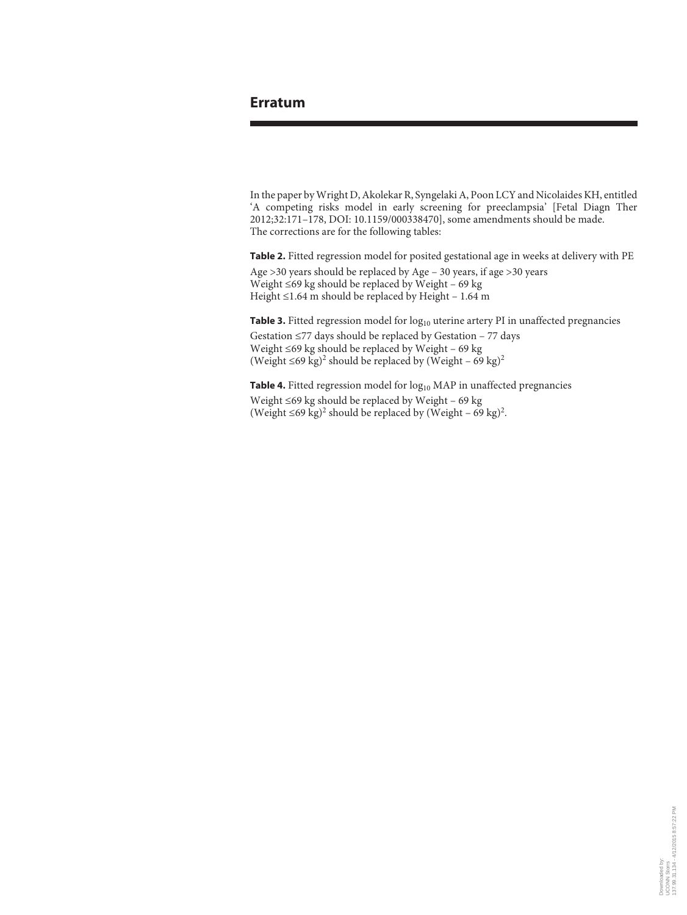# Erratum

In the paper by Wright D, Akolekar R, Syngelaki A, Poon LCY and Nicolaides KH, entitled 'A competing risks model in early screening for preeclampsia' [Fetal Diagn Ther 2012;32:171–178, DOI: 10.1159/000338470], some amendments should be made. The corrections are for the following tables:

**Table 2.** Fitted regression model for posited gestational age in weeks at delivery with PE

Age >30 years should be replaced by Age – 30 years, if age >30 years
Weight ≤69 kg should be replaced by Weight – 69 kg
Height ≤1.64 m should be replaced by Height – 1.64 m

**Table 3.** Fitted regression model for $\log_{10}$ uterine artery PI in unaffected pregnancies

Gestation ≤77 days should be replaced by Gestation – 77 days
Weight ≤69 kg should be replaced by Weight – 69 kg
$(\text{Weight} \leq 69\text{ kg})^2$ should be replaced by $(\text{Weight} - 69\text{ kg})^2$

**Table 4.** Fitted regression model for $\log_{10}$ MAP in unaffected pregnancies

Weight ≤69 kg should be replaced by Weight – 69 kg
$(\text{Weight} \leq 69\text{ kg})^2$ should be replaced by $(\text{Weight} - 69\text{ kg})^2$.